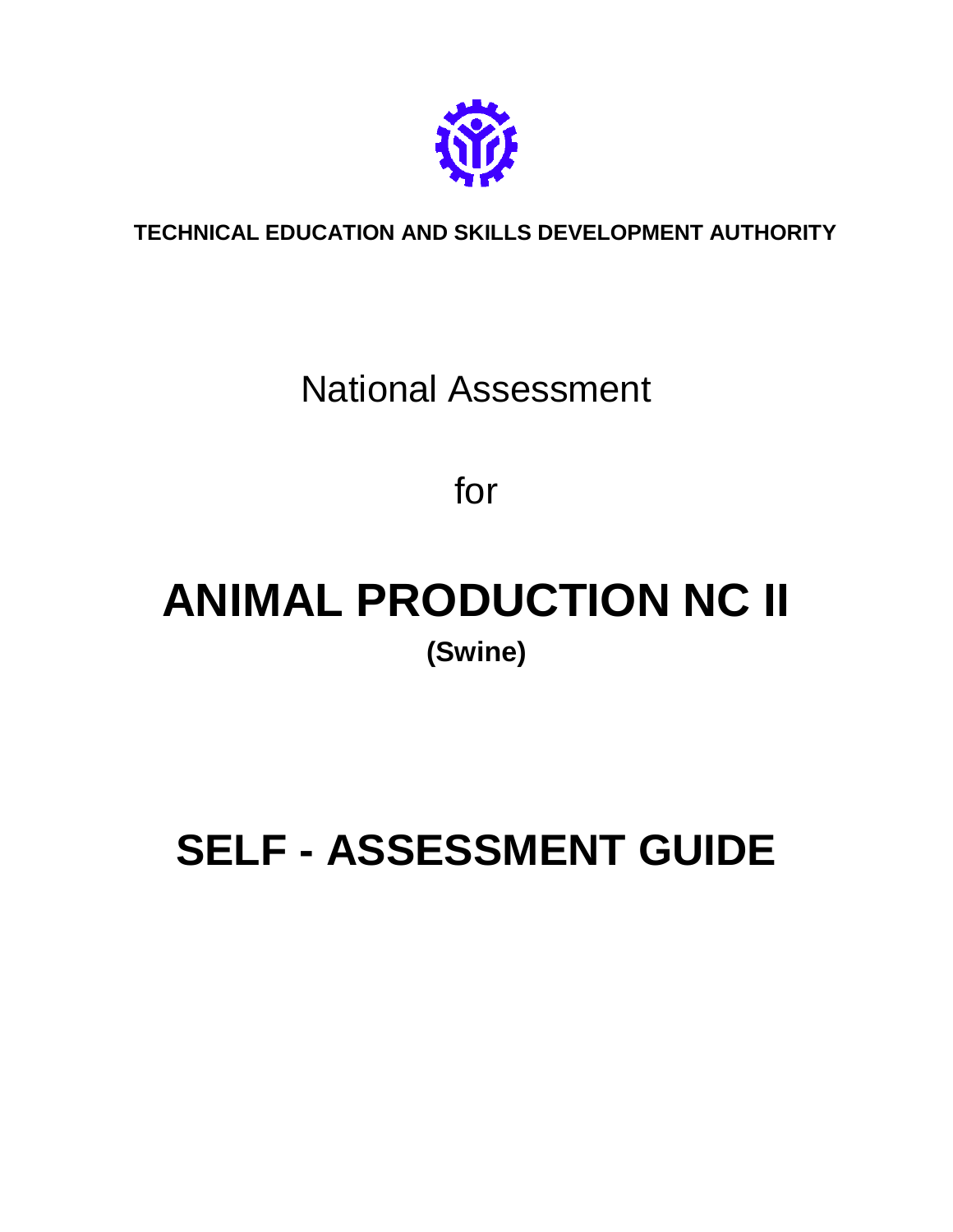**TECHNICAL EDUCATION AND SKILLS DEVELOPMENT AUTHORITY**

National Assessment

for

# ANIMAL PRODUCTION NC II

**(Swine)**

# SELF - ASSESSMENT GUIDE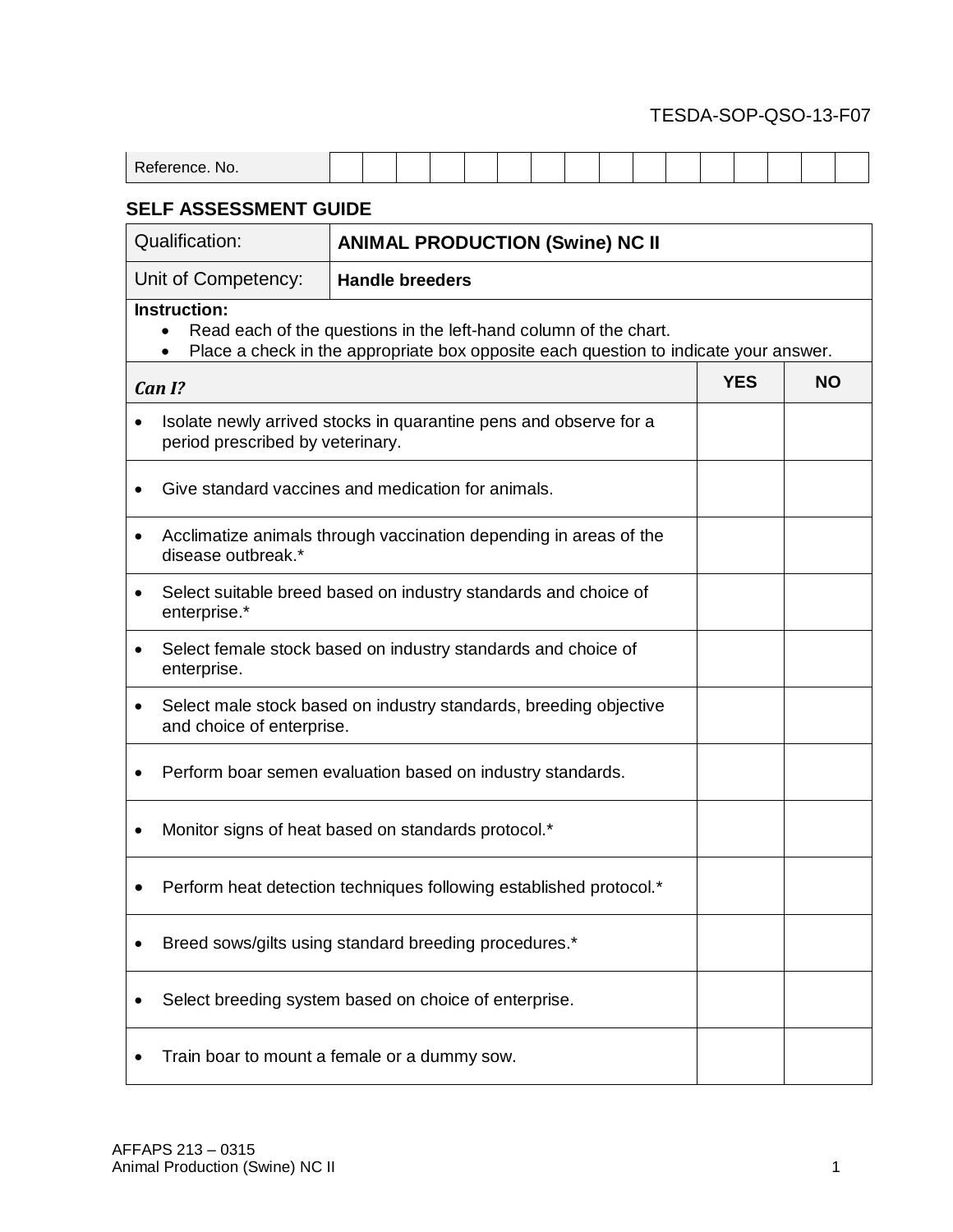TESDA-SOP-QSO-13-F07

| Reference. No. | | | | | | | | | | | | | | | | |
|---|---|---|---|---|---|---|---|---|---|---|---|---|---|---|---|---|

## SELF ASSESSMENT GUIDE

| Qualification: | **ANIMAL PRODUCTION (Swine) NC II** |
|---|---|
| Unit of Competency: | **Handle breeders** |

**Instruction:**

- Read each of the questions in the left-hand column of the chart.
- Place a check in the appropriate box opposite each question to indicate your answer.

| ***Can I?*** | **YES** | **NO** |
|---|---|---|
| • Isolate newly arrived stocks in quarantine pens and observe for a period prescribed by veterinary. | | |
| • Give standard vaccines and medication for animals. | | |
| • Acclimatize animals through vaccination depending in areas of the disease outbreak.* | | |
| • Select suitable breed based on industry standards and choice of enterprise.* | | |
| • Select female stock based on industry standards and choice of enterprise. | | |
| • Select male stock based on industry standards, breeding objective and choice of enterprise. | | |
| • Perform boar semen evaluation based on industry standards. | | |
| • Monitor signs of heat based on standards protocol.* | | |
| • Perform heat detection techniques following established protocol.* | | |
| • Breed sows/gilts using standard breeding procedures.* | | |
| • Select breeding system based on choice of enterprise. | | |
| • Train boar to mount a female or a dummy sow. | | |

AFFAPS 213 – 0315
Animal Production (Swine) NC II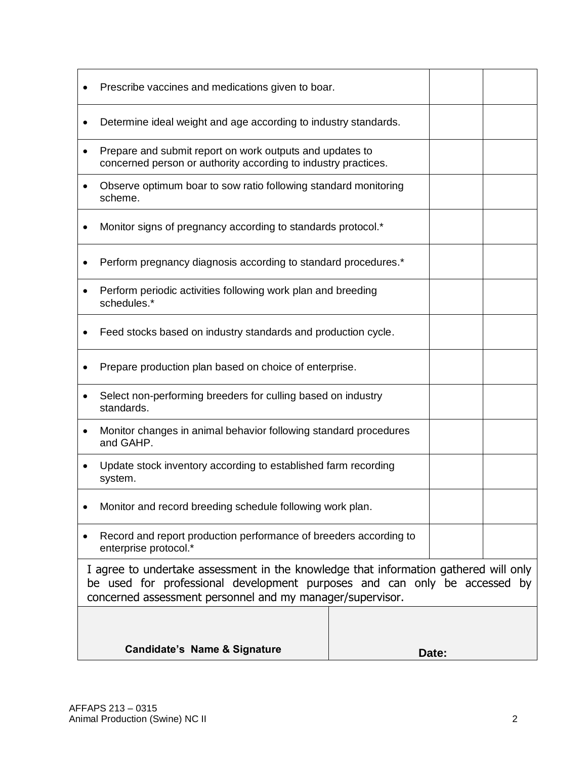| | | |
|---|---|---|
| • Prescribe vaccines and medications given to boar. | | |
| • Determine ideal weight and age according to industry standards. | | |
| • Prepare and submit report on work outputs and updates to concerned person or authority according to industry practices. | | |
| • Observe optimum boar to sow ratio following standard monitoring scheme. | | |
| • Monitor signs of pregnancy according to standards protocol.* | | |
| • Perform pregnancy diagnosis according to standard procedures.* | | |
| • Perform periodic activities following work plan and breeding schedules.* | | |
| • Feed stocks based on industry standards and production cycle. | | |
| • Prepare production plan based on choice of enterprise. | | |
| • Select non-performing breeders for culling based on industry standards. | | |
| • Monitor changes in animal behavior following standard procedures and GAHP. | | |
| • Update stock inventory according to established farm recording system. | | |
| • Monitor and record breeding schedule following work plan. | | |
| • Record and report production performance of breeders according to enterprise protocol.* | | |

I agree to undertake assessment in the knowledge that information gathered will only be used for professional development purposes and can only be accessed by concerned assessment personnel and my manager/supervisor.

| **Candidate's Name & Signature** | **Date:** |
|---|---|
| | |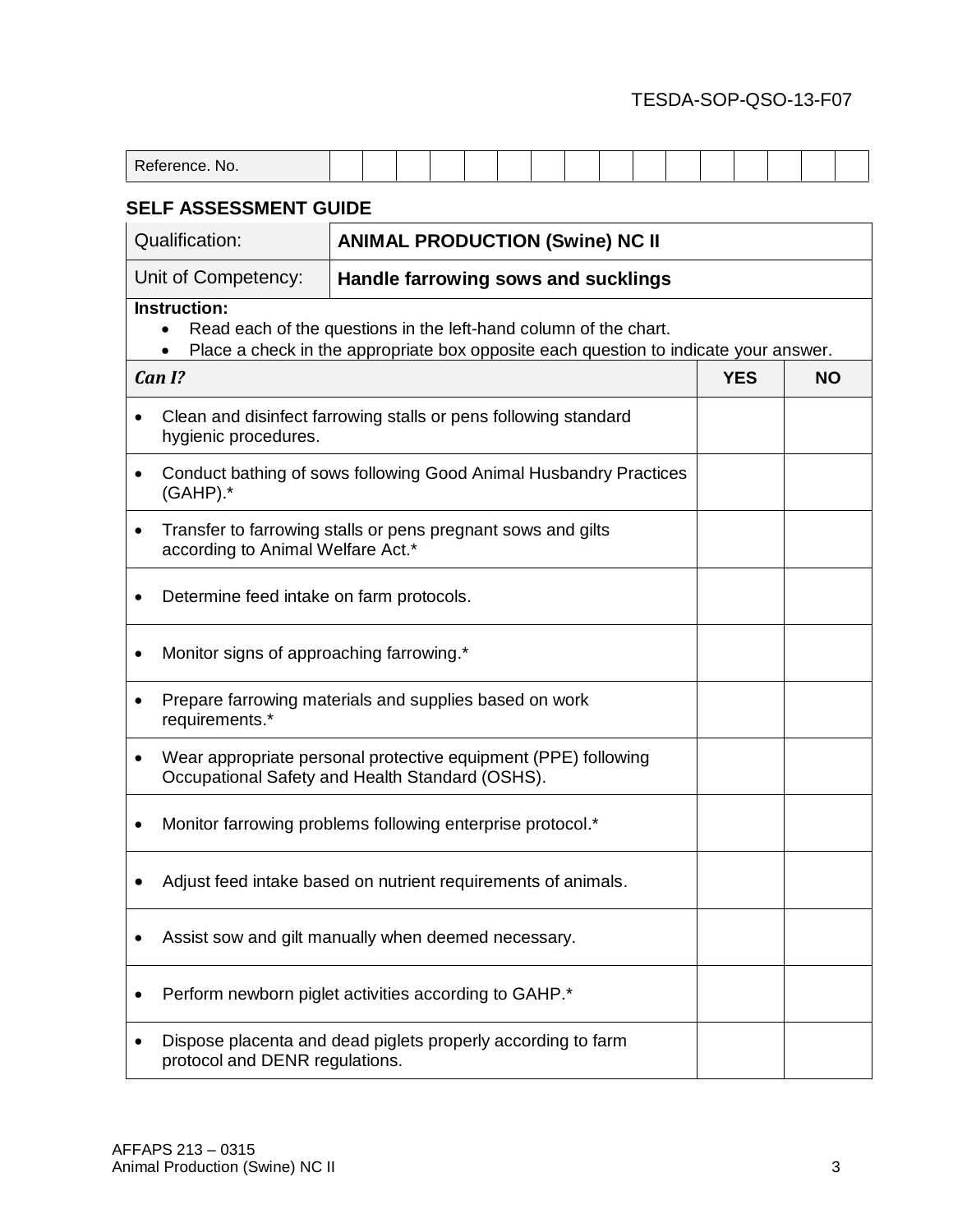TESDA-SOP-QSO-13-F07

| Reference. No. | | | | | | | | | | | | | | | | |
|---|---|---|---|---|---|---|---|---|---|---|---|---|---|---|---|---|

## SELF ASSESSMENT GUIDE

| Qualification: | **ANIMAL PRODUCTION (Swine) NC II** |
|---|---|
| Unit of Competency: | **Handle farrowing sows and sucklings** |

**Instruction:**

- Read each of the questions in the left-hand column of the chart.
- Place a check in the appropriate box opposite each question to indicate your answer.

| ***Can I?*** | **YES** | **NO** |
|---|---|---|
| • Clean and disinfect farrowing stalls or pens following standard hygienic procedures. | | |
| • Conduct bathing of sows following Good Animal Husbandry Practices (GAHP).* | | |
| • Transfer to farrowing stalls or pens pregnant sows and gilts according to Animal Welfare Act.* | | |
| • Determine feed intake on farm protocols. | | |
| • Monitor signs of approaching farrowing.* | | |
| • Prepare farrowing materials and supplies based on work requirements.* | | |
| • Wear appropriate personal protective equipment (PPE) following Occupational Safety and Health Standard (OSHS). | | |
| • Monitor farrowing problems following enterprise protocol.* | | |
| • Adjust feed intake based on nutrient requirements of animals. | | |
| • Assist sow and gilt manually when deemed necessary. | | |
| • Perform newborn piglet activities according to GAHP.* | | |
| • Dispose placenta and dead piglets properly according to farm protocol and DENR regulations. | | |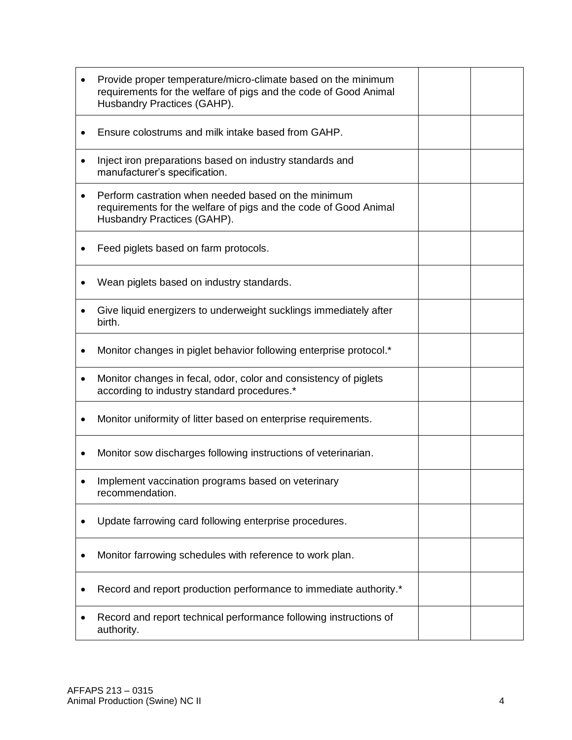| | | |
|---|---|---|
| • Provide proper temperature/micro-climate based on the minimum requirements for the welfare of pigs and the code of Good Animal Husbandry Practices (GAHP). | | |
| • Ensure colostrums and milk intake based from GAHP. | | |
| • Inject iron preparations based on industry standards and manufacturer's specification. | | |
| • Perform castration when needed based on the minimum requirements for the welfare of pigs and the code of Good Animal Husbandry Practices (GAHP). | | |
| • Feed piglets based on farm protocols. | | |
| • Wean piglets based on industry standards. | | |
| • Give liquid energizers to underweight sucklings immediately after birth. | | |
| • Monitor changes in piglet behavior following enterprise protocol.* | | |
| • Monitor changes in fecal, odor, color and consistency of piglets according to industry standard procedures.* | | |
| • Monitor uniformity of litter based on enterprise requirements. | | |
| • Monitor sow discharges following instructions of veterinarian. | | |
| • Implement vaccination programs based on veterinary recommendation. | | |
| • Update farrowing card following enterprise procedures. | | |
| • Monitor farrowing schedules with reference to work plan. | | |
| • Record and report production performance to immediate authority.* | | |
| • Record and report technical performance following instructions of authority. | | |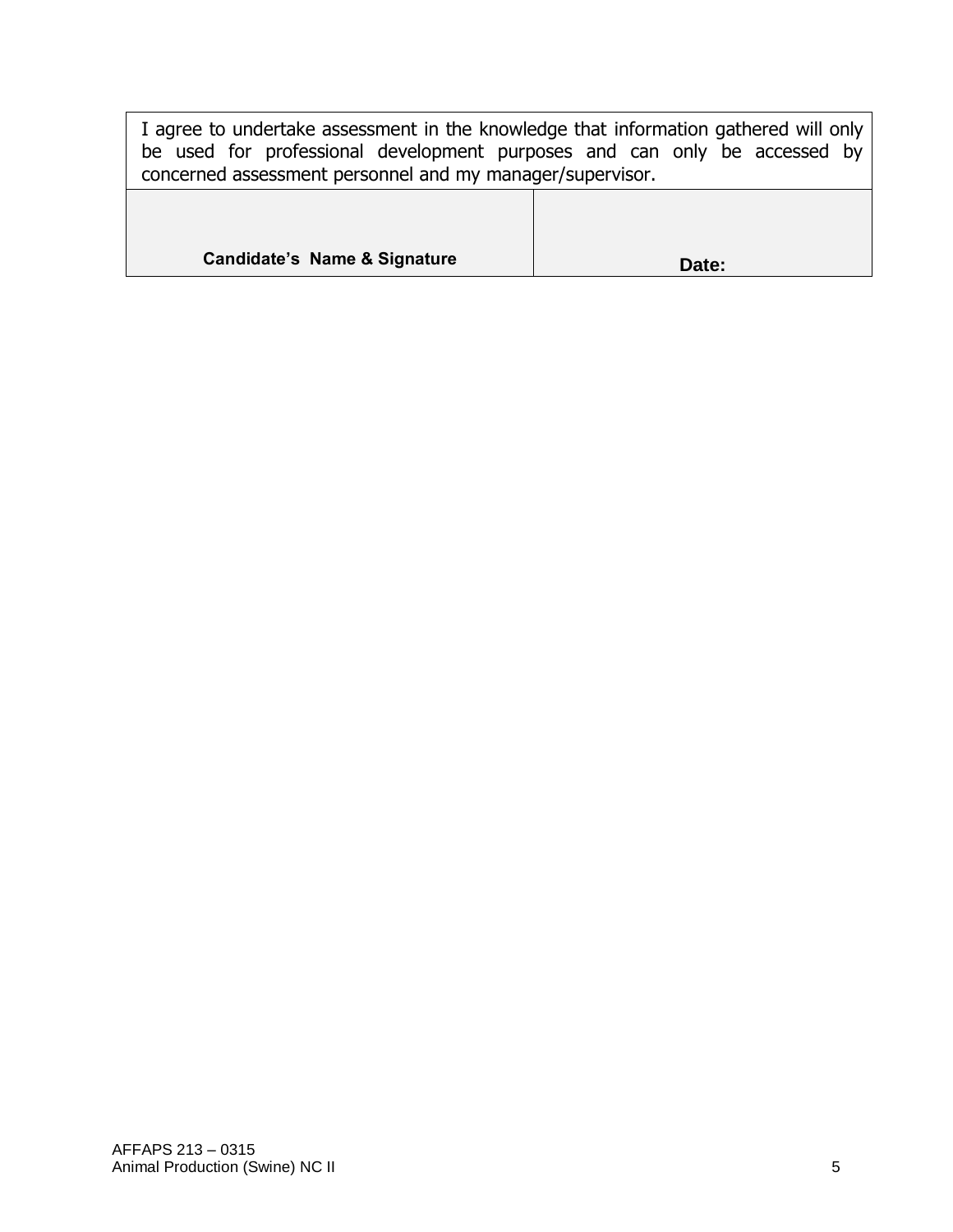| I agree to undertake assessment in the knowledge that information gathered will only be used for professional development purposes and can only be accessed by concerned assessment personnel and my manager/supervisor. | |
|---|---|
| **Candidate's Name & Signature** | **Date:** |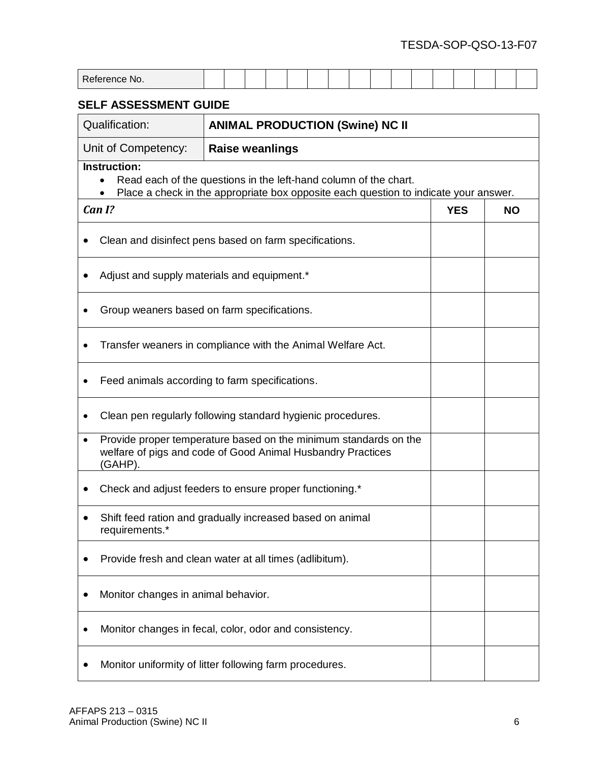TESDA-SOP-QSO-13-F07

| Reference No. | | | | | | | | | | | | | | | | |
|---|---|---|---|---|---|---|---|---|---|---|---|---|---|---|---|---|

## SELF ASSESSMENT GUIDE

| Qualification: | **ANIMAL PRODUCTION (Swine) NC II** |
|---|---|
| Unit of Competency: | **Raise weanlings** |

**Instruction:**
- Read each of the questions in the left-hand column of the chart.
- Place a check in the appropriate box opposite each question to indicate your answer.

| ***Can I?*** | **YES** | **NO** |
|---|---|---|
| • Clean and disinfect pens based on farm specifications. | | |
| • Adjust and supply materials and equipment.* | | |
| • Group weaners based on farm specifications. | | |
| • Transfer weaners in compliance with the Animal Welfare Act. | | |
| • Feed animals according to farm specifications. | | |
| • Clean pen regularly following standard hygienic procedures. | | |
| • Provide proper temperature based on the minimum standards on the welfare of pigs and code of Good Animal Husbandry Practices (GAHP). | | |
| • Check and adjust feeders to ensure proper functioning.* | | |
| • Shift feed ration and gradually increased based on animal requirements.* | | |
| • Provide fresh and clean water at all times (adlibitum). | | |
| • Monitor changes in animal behavior. | | |
| • Monitor changes in fecal, color, odor and consistency. | | |
| • Monitor uniformity of litter following farm procedures. | | |

AFFAPS 213 – 0315
Animal Production (Swine) NC II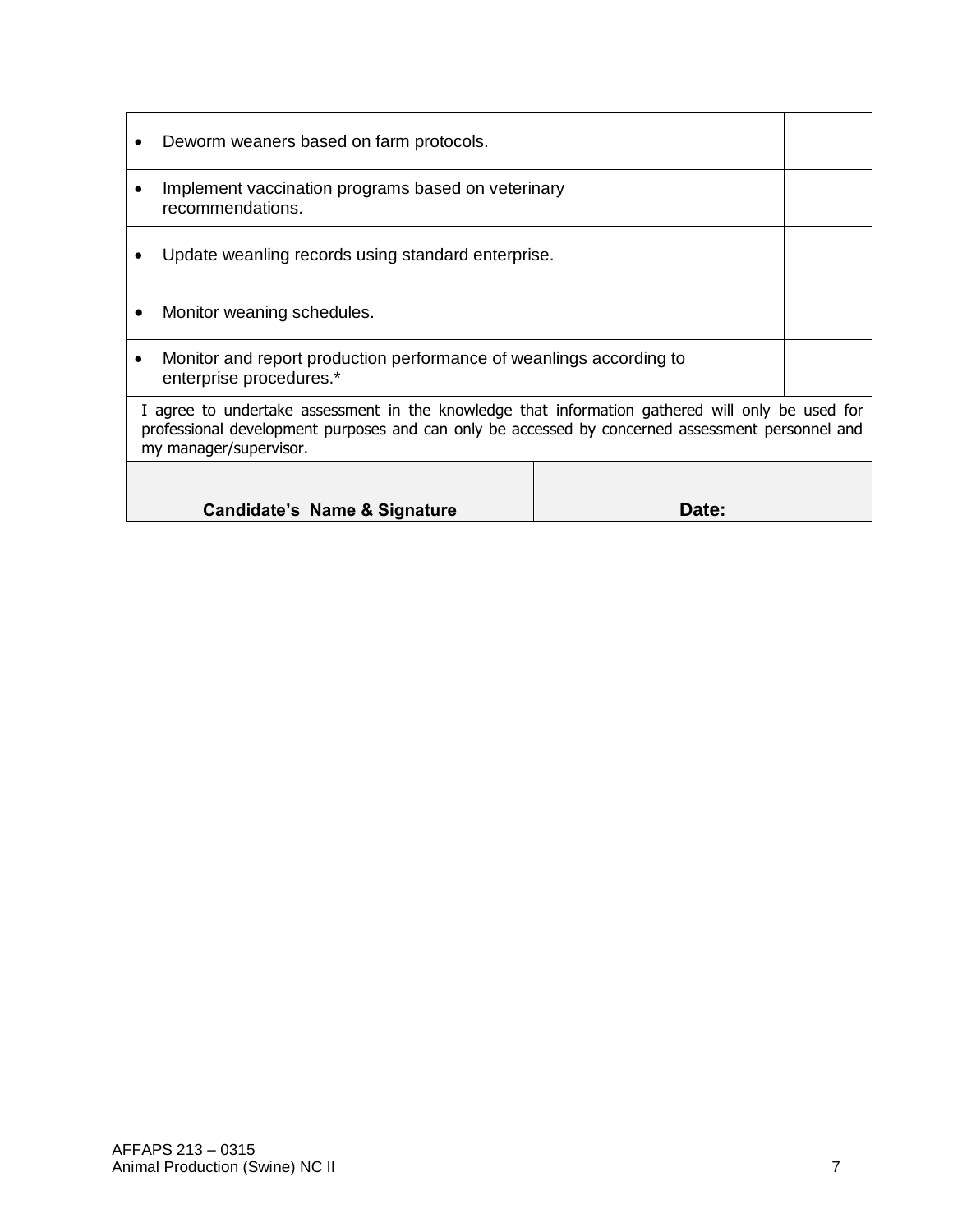| | | |
|---|---|---|
| • Deworm weaners based on farm protocols. | | |
| • Implement vaccination programs based on veterinary recommendations. | | |
| • Update weanling records using standard enterprise. | | |
| • Monitor weaning schedules. | | |
| • Monitor and report production performance of weanlings according to enterprise procedures.* | | |

I agree to undertake assessment in the knowledge that information gathered will only be used for professional development purposes and can only be accessed by concerned assessment personnel and my manager/supervisor.

| **Candidate's Name & Signature** | **Date:** |
|---|---|
| | |

AFFAPS 213 – 0315
Animal Production (Swine) NC II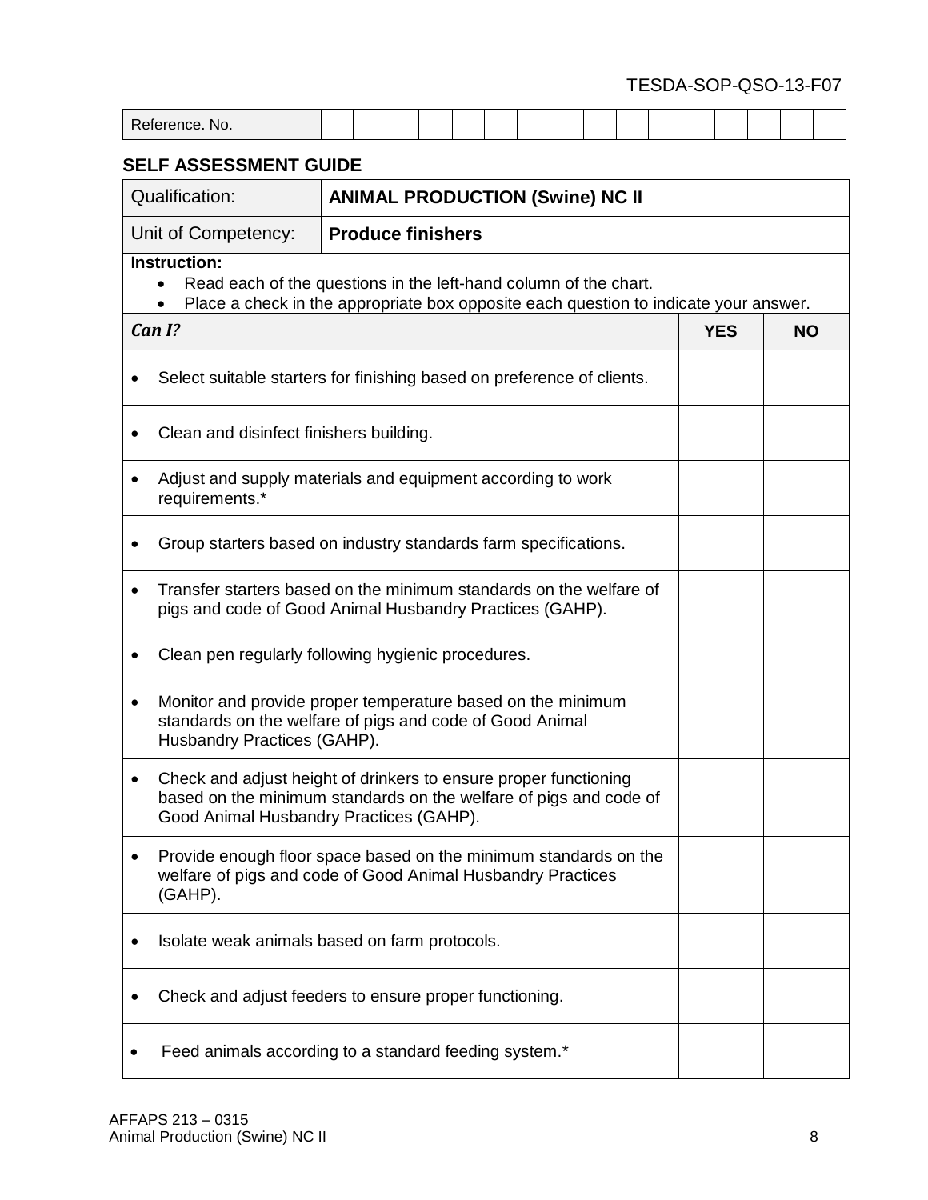TESDA-SOP-QSO-13-F07

| Reference. No. | | | | | | | | | | | | | | | | |
|---|---|---|---|---|---|---|---|---|---|---|---|---|---|---|---|---|

## SELF ASSESSMENT GUIDE

| Qualification: | **ANIMAL PRODUCTION (Swine) NC II** |
|---|---|
| Unit of Competency: | **Produce finishers** |

**Instruction:**

- Read each of the questions in the left-hand column of the chart.
- Place a check in the appropriate box opposite each question to indicate your answer.

| ***Can I?*** | **YES** | **NO** |
|---|---|---|
| • Select suitable starters for finishing based on preference of clients. | | |
| • Clean and disinfect finishers building. | | |
| • Adjust and supply materials and equipment according to work requirements.* | | |
| • Group starters based on industry standards farm specifications. | | |
| • Transfer starters based on the minimum standards on the welfare of pigs and code of Good Animal Husbandry Practices (GAHP). | | |
| • Clean pen regularly following hygienic procedures. | | |
| • Monitor and provide proper temperature based on the minimum standards on the welfare of pigs and code of Good Animal Husbandry Practices (GAHP). | | |
| • Check and adjust height of drinkers to ensure proper functioning based on the minimum standards on the welfare of pigs and code of Good Animal Husbandry Practices (GAHP). | | |
| • Provide enough floor space based on the minimum standards on the welfare of pigs and code of Good Animal Husbandry Practices (GAHP). | | |
| • Isolate weak animals based on farm protocols. | | |
| • Check and adjust feeders to ensure proper functioning. | | |
| • Feed animals according to a standard feeding system.* | | |

AFFAPS 213 – 0315
Animal Production (Swine) NC II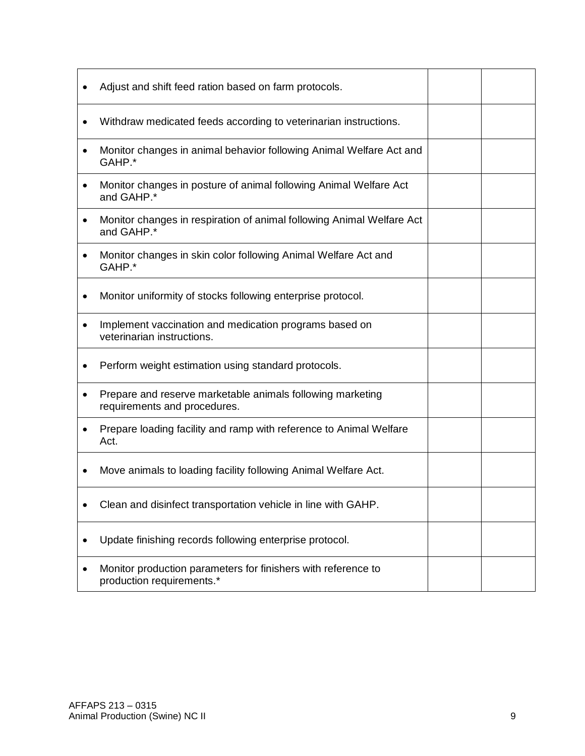| | | |
|---|---|---|
| • Adjust and shift feed ration based on farm protocols. | | |
| • Withdraw medicated feeds according to veterinarian instructions. | | |
| • Monitor changes in animal behavior following Animal Welfare Act and GAHP.* | | |
| • Monitor changes in posture of animal following Animal Welfare Act and GAHP.* | | |
| • Monitor changes in respiration of animal following Animal Welfare Act and GAHP.* | | |
| • Monitor changes in skin color following Animal Welfare Act and GAHP.* | | |
| • Monitor uniformity of stocks following enterprise protocol. | | |
| • Implement vaccination and medication programs based on veterinarian instructions. | | |
| • Perform weight estimation using standard protocols. | | |
| • Prepare and reserve marketable animals following marketing requirements and procedures. | | |
| • Prepare loading facility and ramp with reference to Animal Welfare Act. | | |
| • Move animals to loading facility following Animal Welfare Act. | | |
| • Clean and disinfect transportation vehicle in line with GAHP. | | |
| • Update finishing records following enterprise protocol. | | |
| • Monitor production parameters for finishers with reference to production requirements.* | | |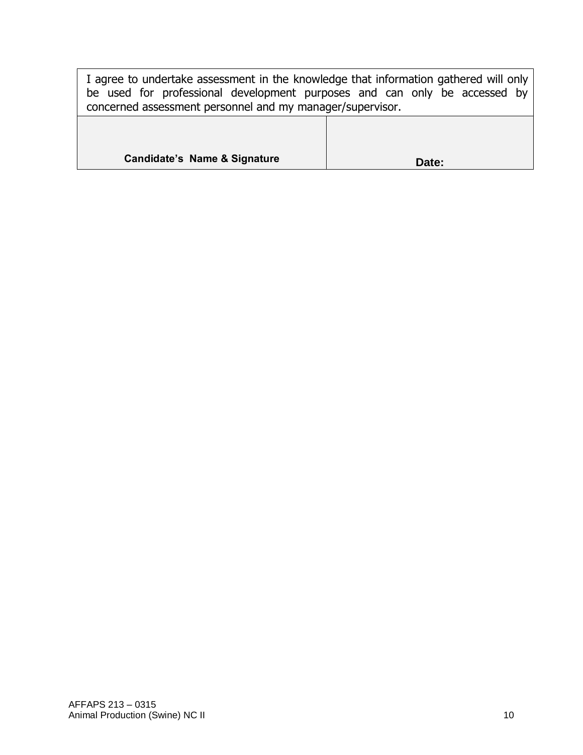| I agree to undertake assessment in the knowledge that information gathered will only be used for professional development purposes and can only be accessed by concerned assessment personnel and my manager/supervisor. | |
|---|---|
| **Candidate's Name & Signature** | **Date:** |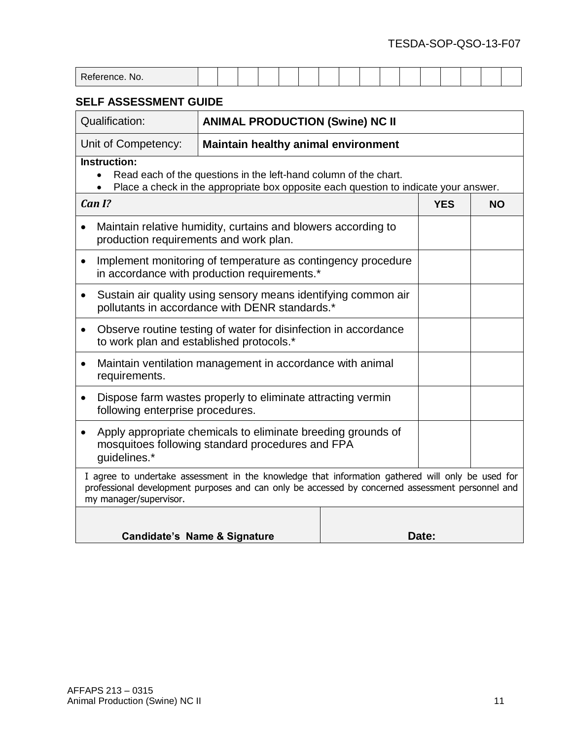TESDA-SOP-QSO-13-F07

| Reference. No. | | | | | | | | | | | | | | | | |
|---|---|---|---|---|---|---|---|---|---|---|---|---|---|---|---|---|

**SELF ASSESSMENT GUIDE**

| Qualification: | **ANIMAL PRODUCTION (Swine) NC II** |
|---|---|
| Unit of Competency: | **Maintain healthy animal environment** |

**Instruction:**

- Read each of the questions in the left-hand column of the chart.
- Place a check in the appropriate box opposite each question to indicate your answer.

| ***Can I?*** | **YES** | **NO** |
|---|---|---|
| • Maintain relative humidity, curtains and blowers according to production requirements and work plan. | | |
| • Implement monitoring of temperature as contingency procedure in accordance with production requirements.* | | |
| • Sustain air quality using sensory means identifying common air pollutants in accordance with DENR standards.* | | |
| • Observe routine testing of water for disinfection in accordance to work plan and established protocols.* | | |
| • Maintain ventilation management in accordance with animal requirements. | | |
| • Dispose farm wastes properly to eliminate attracting vermin following enterprise procedures. | | |
| • Apply appropriate chemicals to eliminate breeding grounds of mosquitoes following standard procedures and FPA guidelines.* | | |

I agree to undertake assessment in the knowledge that information gathered will only be used for professional development purposes and can only be accessed by concerned assessment personnel and my manager/supervisor.

| | |
|---|---|
| **Candidate's Name & Signature** | **Date:** |

AFFAPS 213 – 0315
Animal Production (Swine) NC II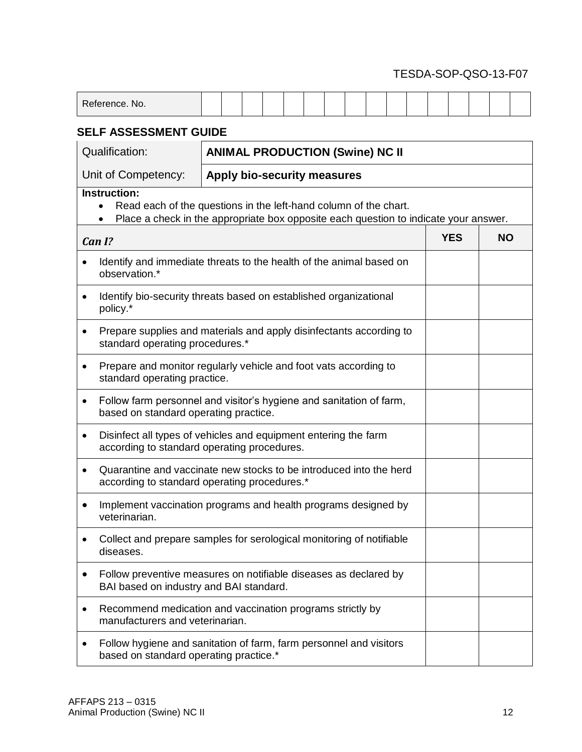TESDA-SOP-QSO-13-F07

| Reference. No. | | | | | | | | | | | | | | | | |
|---|---|---|---|---|---|---|---|---|---|---|---|---|---|---|---|---|

## SELF ASSESSMENT GUIDE

| Qualification: | **ANIMAL PRODUCTION (Swine) NC II** |
|---|---|
| Unit of Competency: | **Apply bio-security measures** |

**Instruction:**

- Read each of the questions in the left-hand column of the chart.
- Place a check in the appropriate box opposite each question to indicate your answer.

| ***Can I?*** | **YES** | **NO** |
|---|---|---|
| • Identify and immediate threats to the health of the animal based on observation.* | | |
| • Identify bio-security threats based on established organizational policy.* | | |
| • Prepare supplies and materials and apply disinfectants according to standard operating procedures.* | | |
| • Prepare and monitor regularly vehicle and foot vats according to standard operating practice. | | |
| • Follow farm personnel and visitor's hygiene and sanitation of farm, based on standard operating practice. | | |
| • Disinfect all types of vehicles and equipment entering the farm according to standard operating procedures. | | |
| • Quarantine and vaccinate new stocks to be introduced into the herd according to standard operating procedures.* | | |
| • Implement vaccination programs and health programs designed by veterinarian. | | |
| • Collect and prepare samples for serological monitoring of notifiable diseases. | | |
| • Follow preventive measures on notifiable diseases as declared by BAI based on industry and BAI standard. | | |
| • Recommend medication and vaccination programs strictly by manufacturers and veterinarian. | | |
| • Follow hygiene and sanitation of farm, farm personnel and visitors based on standard operating practice.* | | |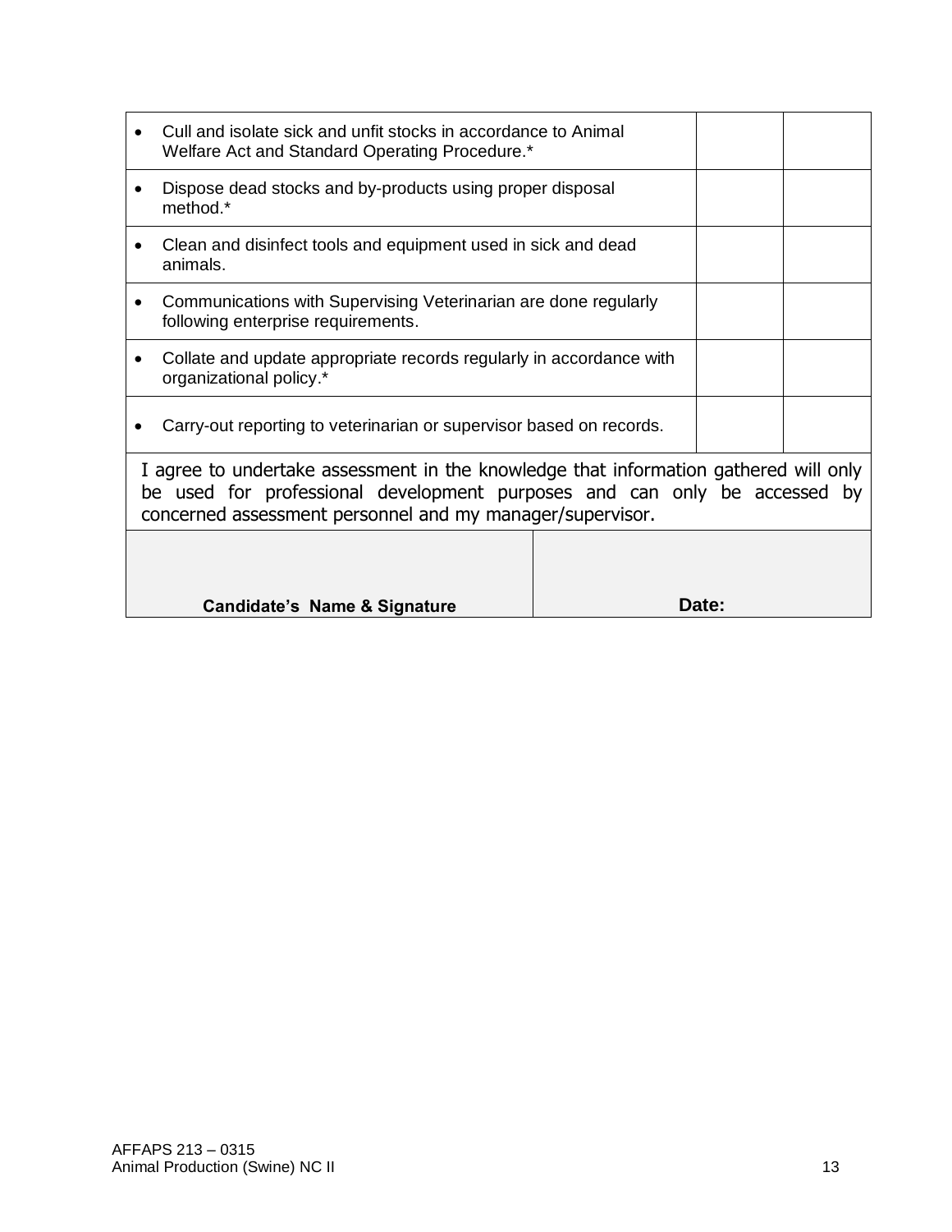| | | |
|---|---|---|
| • Cull and isolate sick and unfit stocks in accordance to Animal Welfare Act and Standard Operating Procedure.* | | |
| • Dispose dead stocks and by-products using proper disposal method.* | | |
| • Clean and disinfect tools and equipment used in sick and dead animals. | | |
| • Communications with Supervising Veterinarian are done regularly following enterprise requirements. | | |
| • Collate and update appropriate records regularly in accordance with organizational policy.* | | |
| • Carry-out reporting to veterinarian or supervisor based on records. | | |
| I agree to undertake assessment in the knowledge that information gathered will only be used for professional development purposes and can only be accessed by concerned assessment personnel and my manager/supervisor. | | |
| **Candidate's Name & Signature** | **Date:** | |

AFFAPS 213 – 0315
Animal Production (Swine) NC II